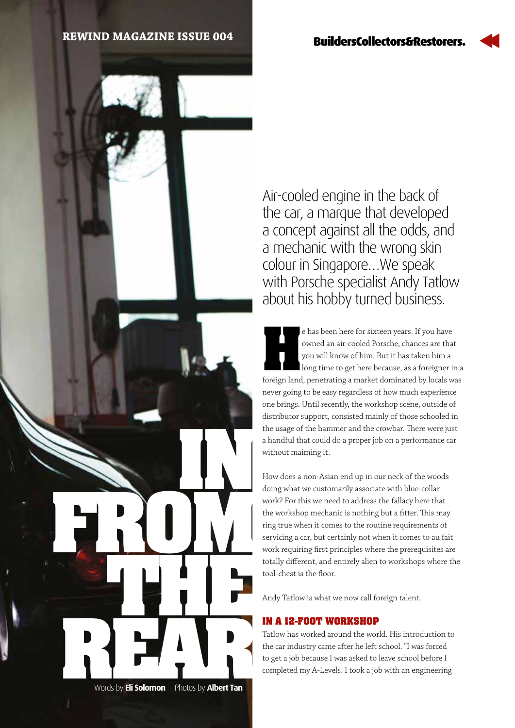# IN FROM THE REAR

Words by **Eli Solomon** Photos by **Albert Tan**

Air-cooled engine in the back of the car, a marque that developed a concept against all the odds, and a mechanic with the wrong skin colour in Singapore...We speak with Porsche specialist Andy Tatlow about his hobby turned business.

He has been here for sixteen years. If you have owned an air-cooled Porsche, chances are that you will know of him. But it has taken him a long time to get here because, as a foreigner in a foreign land, penetrating a market dominated by locals was never going to be easy regardless of how much experience one brings. Until recently, the workshop scene, outside of distributor support, consisted mainly of those schooled in the usage of the hammer and the crowbar. There were just a handful that could do a proper job on a performance car without maiming it.

How does a non-Asian end up in our neck of the woods doing what we customarily associate with blue-collar work? For this we need to address the fallacy here that the workshop mechanic is nothing but a fitter. This may ring true when it comes to the routine requirements of servicing a car, but certainly not when it comes to au fait work requiring first principles where the prerequisites are totally different, and entirely alien to workshops where the tool-chest is the floor.

Andy Tatlow is what we now call foreign talent.

## IN A 12-FOOT WORKSHOP

Tatlow has worked around the world. His introduction to the car industry came after he left school. "I was forced to get a job because I was asked to leave school before I completed my A-Levels. I took a job with an engineering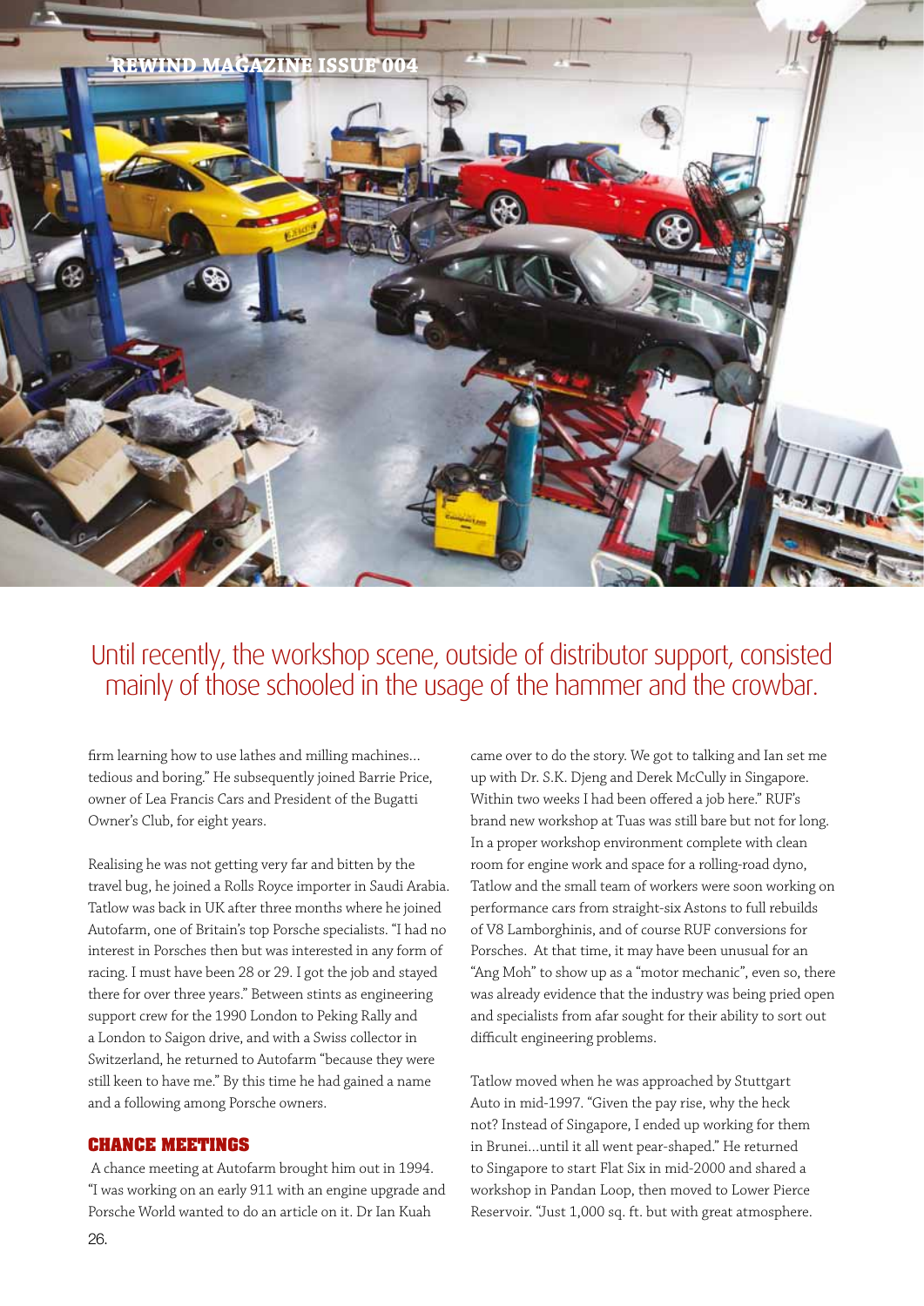Until recently, the workshop scene, outside of distributor support, consisted mainly of those schooled in the usage of the hammer and the crowbar.

firm learning how to use lathes and milling machines... tedious and boring." He subsequently joined Barrie Price, owner of Lea Francis Cars and President of the Bugatti Owner's Club, for eight years.

Realising he was not getting very far and bitten by the travel bug, he joined a Rolls Royce importer in Saudi Arabia. Tatlow was back in UK after three months where he joined Autofarm, one of Britain's top Porsche specialists. "I had no interest in Porsches then but was interested in any form of racing. I must have been 28 or 29. I got the job and stayed there for over three years." Between stints as engineering support crew for the 1990 London to Peking Rally and a London to Saigon drive, and with a Swiss collector in Switzerland, he returned to Autofarm "because they were still keen to have me." By this time he had gained a name and a following among Porsche owners.

## CHANCE MEETINGS

A chance meeting at Autofarm brought him out in 1994. "I was working on an early 911 with an engine upgrade and Porsche World wanted to do an article on it. Dr Ian Kuah came over to do the story. We got to talking and Ian set me up with Dr. S.K. Djeng and Derek McCully in Singapore. Within two weeks I had been offered a job here." RUF's brand new workshop at Tuas was still bare but not for long. In a proper workshop environment complete with clean room for engine work and space for a rolling-road dyno, Tatlow and the small team of workers were soon working on performance cars from straight-six Astons to full rebuilds of V8 Lamborghinis, and of course RUF conversions for Porsches. At that time, it may have been unusual for an "Ang Moh" to show up as a "motor mechanic", even so, there was already evidence that the industry was being pried open and specialists from afar sought for their ability to sort out difficult engineering problems.

Tatlow moved when he was approached by Stuttgart Auto in mid-1997. "Given the pay rise, why the heck not? Instead of Singapore, I ended up working for them in Brunei...until it all went pear-shaped." He returned to Singapore to start Flat Six in mid-2000 and shared a workshop in Pandan Loop, then moved to Lower Pierce Reservoir. "Just 1,000 sq. ft. but with great atmosphere.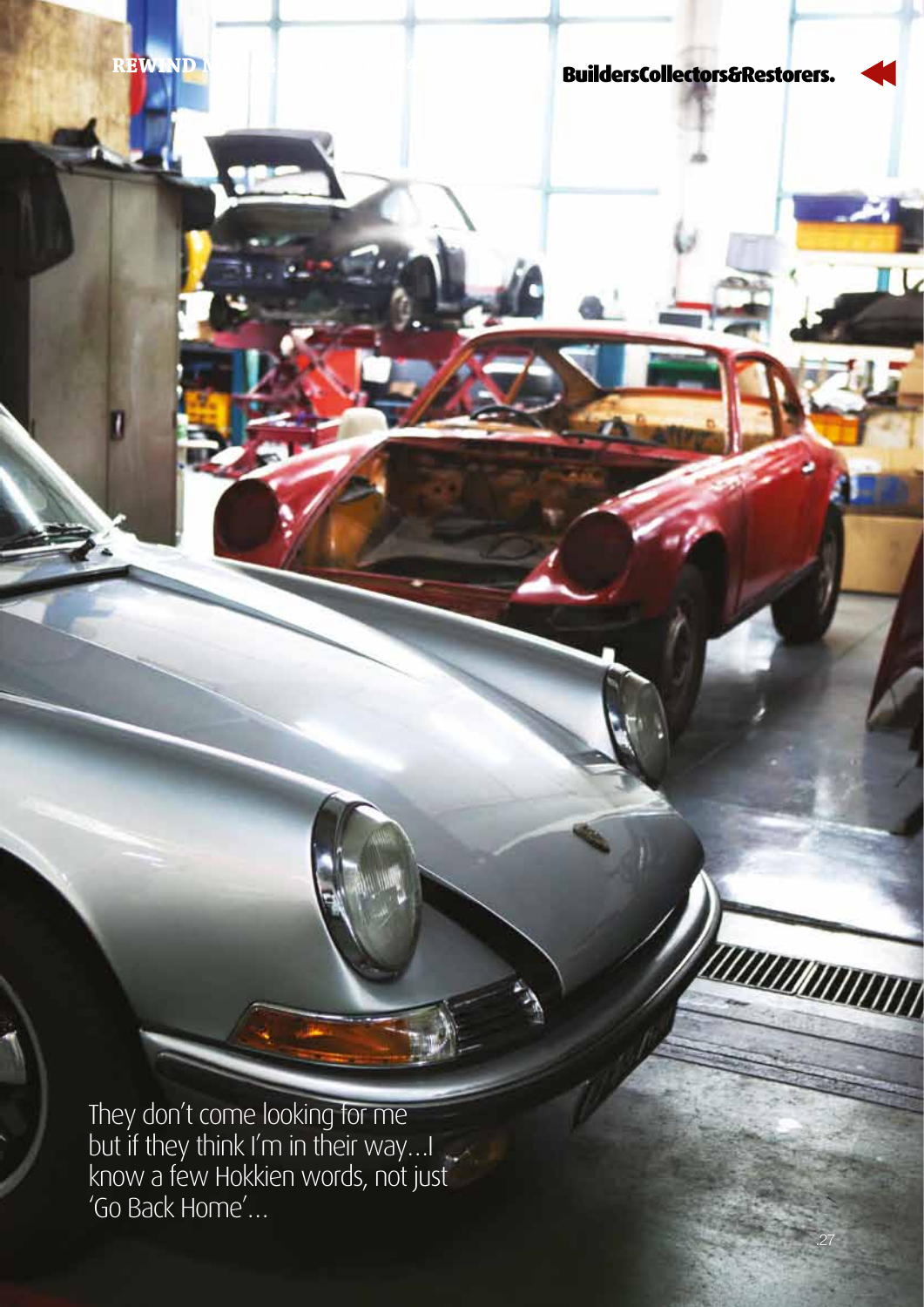They don't come looking for me but if they think I'm in their way...I know a few Hokkien words, not just 'Go Back Home'...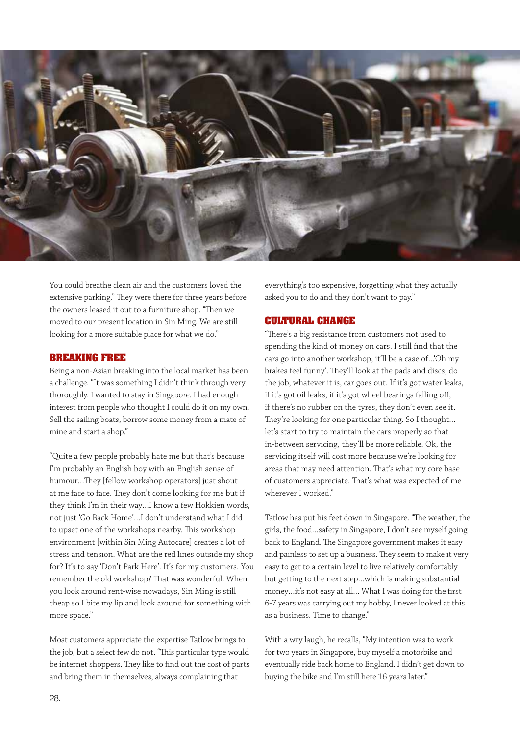You could breathe clean air and the customers loved the extensive parking." They were there for three years before the owners leased it out to a furniture shop. "Then we moved to our present location in Sin Ming. We are still looking for a more suitable place for what we do."

## BREAKING FREE

Being a non-Asian breaking into the local market has been a challenge. "It was something I didn't think through very thoroughly. I wanted to stay in Singapore. I had enough interest from people who thought I could do it on my own. Sell the sailing boats, borrow some money from a mate of mine and start a shop."

"Quite a few people probably hate me but that's because I'm probably an English boy with an English sense of humour…They [fellow workshop operators] just shout at me face to face. They don't come looking for me but if they think I'm in their way…I know a few Hokkien words, not just 'Go Back Home'…I don't understand what I did to upset one of the workshops nearby. This workshop environment [within Sin Ming Autocare] creates a lot of stress and tension. What are the red lines outside my shop for? It's to say 'Don't Park Here'. It's for my customers. You remember the old workshop? That was wonderful. When you look around rent-wise nowadays, Sin Ming is still cheap so I bite my lip and look around for something with more space."

Most customers appreciate the expertise Tatlow brings to the job, but a select few do not. "This particular type would be internet shoppers. They like to find out the cost of parts and bring them in themselves, always complaining that everything's too expensive, forgetting what they actually asked you to do and they don't want to pay."

## CULTURAL CHANGE

"There's a big resistance from customers not used to spending the kind of money on cars. I still find that the cars go into another workshop, it'll be a case of…'Oh my brakes feel funny'. They'll look at the pads and discs, do the job, whatever it is, car goes out. If it's got water leaks, if it's got oil leaks, if it's got wheel bearings falling off, if there's no rubber on the tyres, they don't even see it. They're looking for one particular thing. So I thought… let's start to try to maintain the cars properly so that in-between servicing, they'll be more reliable. Ok, the servicing itself will cost more because we're looking for areas that may need attention. That's what my core base of customers appreciate. That's what was expected of me wherever I worked."

Tatlow has put his feet down in Singapore. "The weather, the girls, the food…safety in Singapore, I don't see myself going back to England. The Singapore government makes it easy and painless to set up a business. They seem to make it very easy to get to a certain level to live relatively comfortably but getting to the next step…which is making substantial money…it's not easy at all… What I was doing for the first 6-7 years was carrying out my hobby, I never looked at this as a business. Time to change."

With a wry laugh, he recalls, "My intention was to work for two years in Singapore, buy myself a motorbike and eventually ride back home to England. I didn't get down to buying the bike and I'm still here 16 years later."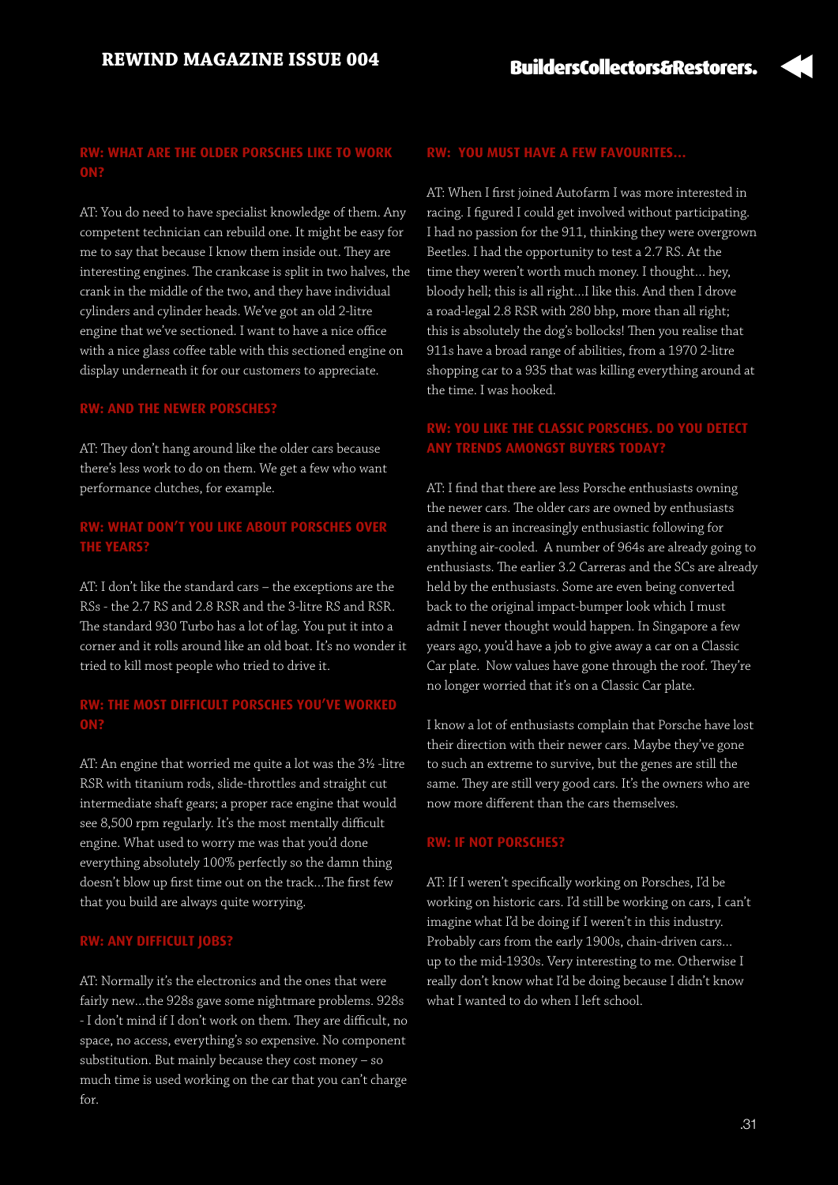**RW: WHAT ARE THE OLDER PORSCHES LIKE TO WORK ON?**

AT: You do need to have specialist knowledge of them. Any competent technician can rebuild one. It might be easy for me to say that because I know them inside out. They are interesting engines. The crankcase is split in two halves, the crank in the middle of the two, and they have individual cylinders and cylinder heads. We've got an old 2-litre engine that we've sectioned. I want to have a nice office with a nice glass coffee table with this sectioned engine on display underneath it for our customers to appreciate.

**RW: AND THE NEWER PORSCHES?**

AT: They don't hang around like the older cars because there's less work to do on them. We get a few who want performance clutches, for example.

**RW: WHAT DON'T YOU LIKE ABOUT PORSCHES OVER THE YEARS?**

AT: I don't like the standard cars – the exceptions are the RSs - the 2.7 RS and 2.8 RSR and the 3-litre RS and RSR. The standard 930 Turbo has a lot of lag. You put it into a corner and it rolls around like an old boat. It's no wonder it tried to kill most people who tried to drive it.

**RW: THE MOST DIFFICULT PORSCHES YOU'VE WORKED ON?**

AT: An engine that worried me quite a lot was the 3½ -litre RSR with titanium rods, slide-throttles and straight cut intermediate shaft gears; a proper race engine that would see 8,500 rpm regularly. It's the most mentally difficult engine. What used to worry me was that you'd done everything absolutely 100% perfectly so the damn thing doesn't blow up first time out on the track...The first few that you build are always quite worrying.

**RW: ANY DIFFICULT JOBS?**

AT: Normally it's the electronics and the ones that were fairly new...the 928s gave some nightmare problems. 928s - I don't mind if I don't work on them. They are difficult, no space, no access, everything's so expensive. No component substitution. But mainly because they cost money – so much time is used working on the car that you can't charge for.

**RW: YOU MUST HAVE A FEW FAVOURITES...**

AT: When I first joined Autofarm I was more interested in racing. I figured I could get involved without participating. I had no passion for the 911, thinking they were overgrown Beetles. I had the opportunity to test a 2.7 RS. At the time they weren't worth much money. I thought... hey, bloody hell; this is all right...I like this. And then I drove a road-legal 2.8 RSR with 280 bhp, more than all right; this is absolutely the dog's bollocks! Then you realise that 911s have a broad range of abilities, from a 1970 2-litre shopping car to a 935 that was killing everything around at the time. I was hooked.

**RW: YOU LIKE THE CLASSIC PORSCHES. DO YOU DETECT ANY TRENDS AMONGST BUYERS TODAY?**

AT: I find that there are less Porsche enthusiasts owning the newer cars. The older cars are owned by enthusiasts and there is an increasingly enthusiastic following for anything air-cooled. A number of 964s are already going to enthusiasts. The earlier 3.2 Carreras and the SCs are already held by the enthusiasts. Some are even being converted back to the original impact-bumper look which I must admit I never thought would happen. In Singapore a few years ago, you'd have a job to give away a car on a Classic Car plate. Now values have gone through the roof. They're no longer worried that it's on a Classic Car plate.

I know a lot of enthusiasts complain that Porsche have lost their direction with their newer cars. Maybe they've gone to such an extreme to survive, but the genes are still the same. They are still very good cars. It's the owners who are now more different than the cars themselves.

**RW: IF NOT PORSCHES?**

AT: If I weren't specifically working on Porsches, I'd be working on historic cars. I'd still be working on cars, I can't imagine what I'd be doing if I weren't in this industry. Probably cars from the early 1900s, chain-driven cars... up to the mid-1930s. Very interesting to me. Otherwise I really don't know what I'd be doing because I didn't know what I wanted to do when I left school.